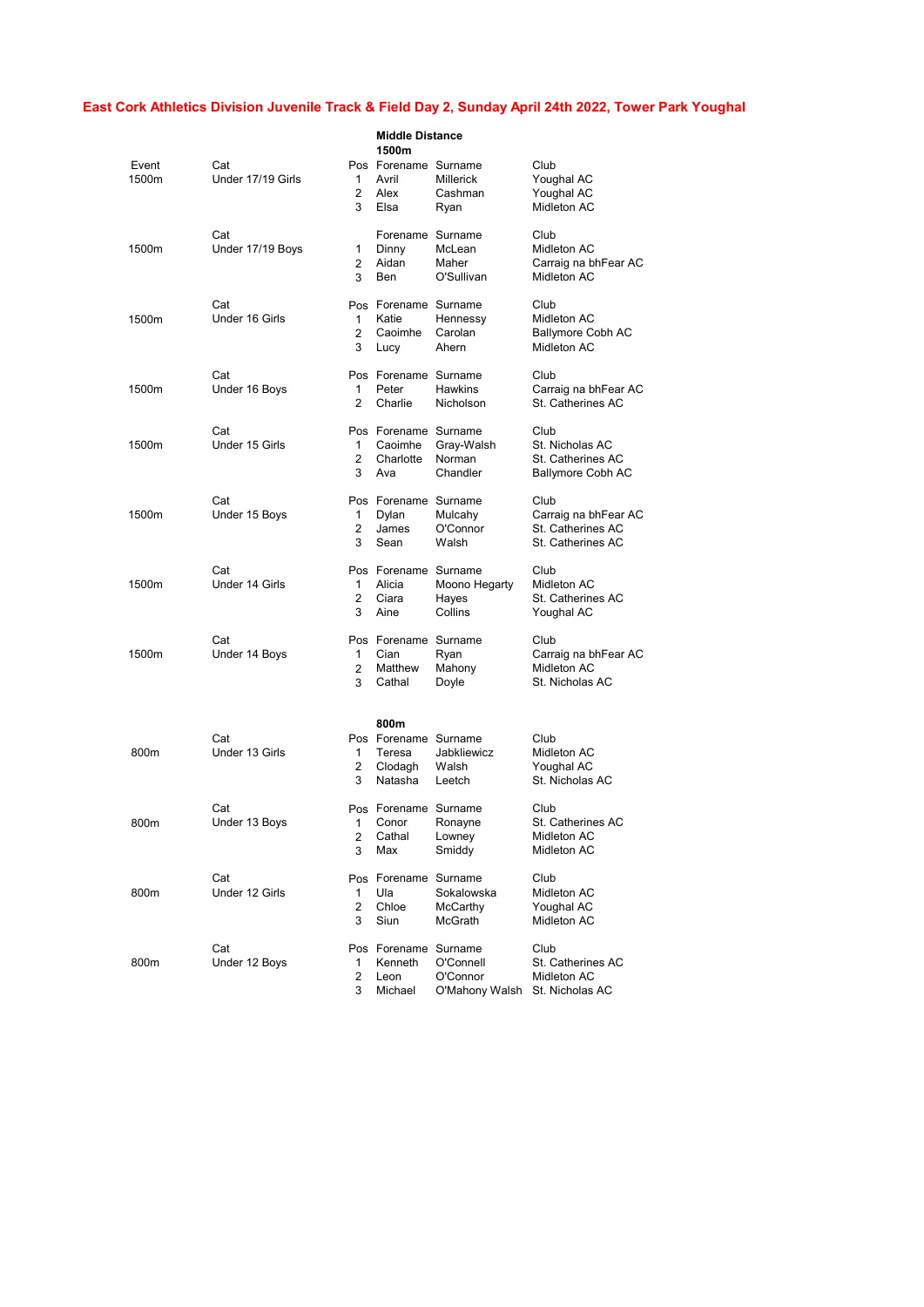# East Cork Athletics Division Juvenile Track & Field Day 2, Sunday April 24th 2022, Tower Park Youghal

## Middle Distance

### 1500m

| Event | Cat | Pos | Forename | Surname | Club |
|---|---|---|---|---|---|
| 1500m | Under 17/19 Girls | 1 | Avril | Millerick | Youghal AC |
| | | 2 | Alex | Cashman | Youghal AC |
| | | 3 | Elsa | Ryan | Midleton AC |

| Event | Cat | Pos | Forename | Surname | Club |
|---|---|---|---|---|---|
| 1500m | Under 17/19 Boys | 1 | Dinny | McLean | Midleton AC |
| | | 2 | Aidan | Maher | Carraig na bhFear AC |
| | | 3 | Ben | O'Sullivan | Midleton AC |

| Event | Cat | Pos | Forename | Surname | Club |
|---|---|---|---|---|---|
| 1500m | Under 16 Girls | 1 | Katie | Hennessy | Midleton AC |
| | | 2 | Caoimhe | Carolan | Ballymore Cobh AC |
| | | 3 | Lucy | Ahern | Midleton AC |

| Event | Cat | Pos | Forename | Surname | Club |
|---|---|---|---|---|---|
| 1500m | Under 16 Boys | 1 | Peter | Hawkins | Carraig na bhFear AC |
| | | 2 | Charlie | Nicholson | St. Catherines AC |

| Event | Cat | Pos | Forename | Surname | Club |
|---|---|---|---|---|---|
| 1500m | Under 15 Girls | 1 | Caoimhe | Gray-Walsh | St. Nicholas AC |
| | | 2 | Charlotte | Norman | St. Catherines AC |
| | | 3 | Ava | Chandler | Ballymore Cobh AC |

| Event | Cat | Pos | Forename | Surname | Club |
|---|---|---|---|---|---|
| 1500m | Under 15 Boys | 1 | Dylan | Mulcahy | Carraig na bhFear AC |
| | | 2 | James | O'Connor | St. Catherines AC |
| | | 3 | Sean | Walsh | St. Catherines AC |

| Event | Cat | Pos | Forename | Surname | Club |
|---|---|---|---|---|---|
| 1500m | Under 14 Girls | 1 | Alicia | Moono Hegarty | Midleton AC |
| | | 2 | Ciara | Hayes | St. Catherines AC |
| | | 3 | Aine | Collins | Youghal AC |

| Event | Cat | Pos | Forename | Surname | Club |
|---|---|---|---|---|---|
| 1500m | Under 14 Boys | 1 | Cian | Ryan | Carraig na bhFear AC |
| | | 2 | Matthew | Mahony | Midleton AC |
| | | 3 | Cathal | Doyle | St. Nicholas AC |

### 800m

| Event | Cat | Pos | Forename | Surname | Club |
|---|---|---|---|---|---|
| 800m | Under 13 Girls | 1 | Teresa | Jabkliewicz | Midleton AC |
| | | 2 | Clodagh | Walsh | Youghal AC |
| | | 3 | Natasha | Leetch | St. Nicholas AC |

| Event | Cat | Pos | Forename | Surname | Club |
|---|---|---|---|---|---|
| 800m | Under 13 Boys | 1 | Conor | Ronayne | St. Catherines AC |
| | | 2 | Cathal | Lowney | Midleton AC |
| | | 3 | Max | Smiddy | Midleton AC |

| Event | Cat | Pos | Forename | Surname | Club |
|---|---|---|---|---|---|
| 800m | Under 12 Girls | 1 | Ula | Sokalowska | Midleton AC |
| | | 2 | Chloe | McCarthy | Youghal AC |
| | | 3 | Siun | McGrath | Midleton AC |

| Event | Cat | Pos | Forename | Surname | Club |
|---|---|---|---|---|---|
| 800m | Under 12 Boys | 1 | Kenneth | O'Connell | St. Catherines AC |
| | | 2 | Leon | O'Connor | Midleton AC |
| | | 3 | Michael | O'Mahony Walsh | St. Nicholas AC |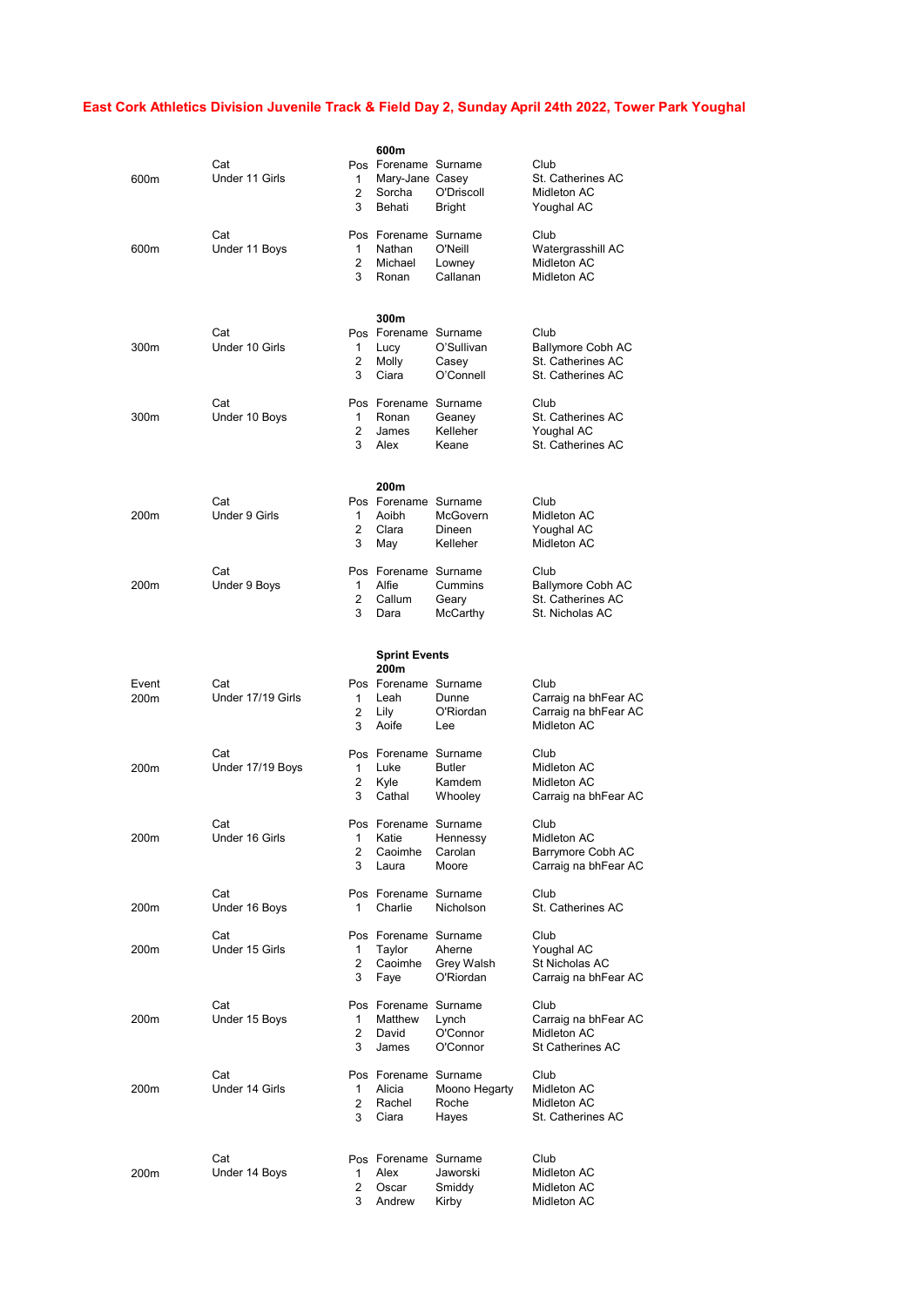# East Cork Athletics Division Juvenile Track & Field Day 2, Sunday April 24th 2022, Tower Park Youghal

## 600m

| | Cat | Pos | Forename | Surname | Club |
|---|---|---|---|---|---|
| 600m | Under 11 Girls | 1 | Mary-Jane | Casey | St. Catherines AC |
| | | 2 | Sorcha | O'Driscoll | Midleton AC |
| | | 3 | Behati | Bright | Youghal AC |

| | Cat | Pos | Forename | Surname | Club |
|---|---|---|---|---|---|
| 600m | Under 11 Boys | 1 | Nathan | O'Neill | Watergrasshill AC |
| | | 2 | Michael | Lowney | Midleton AC |
| | | 3 | Ronan | Callanan | Midleton AC |

## 300m

| | Cat | Pos | Forename | Surname | Club |
|---|---|---|---|---|---|
| 300m | Under 10 Girls | 1 | Lucy | O'Sullivan | Ballymore Cobh AC |
| | | 2 | Molly | Casey | St. Catherines AC |
| | | 3 | Ciara | O'Connell | St. Catherines AC |

| | Cat | Pos | Forename | Surname | Club |
|---|---|---|---|---|---|
| 300m | Under 10 Boys | 1 | Ronan | Geaney | St. Catherines AC |
| | | 2 | James | Kelleher | Youghal AC |
| | | 3 | Alex | Keane | St. Catherines AC |

## 200m

| | Cat | Pos | Forename | Surname | Club |
|---|---|---|---|---|---|
| 200m | Under 9 Girls | 1 | Aoibh | McGovern | Midleton AC |
| | | 2 | Clara | Dineen | Youghal AC |
| | | 3 | May | Kelleher | Midleton AC |

| | Cat | Pos | Forename | Surname | Club |
|---|---|---|---|---|---|
| 200m | Under 9 Boys | 1 | Alfie | Cummins | Ballymore Cobh AC |
| | | 2 | Callum | Geary | St. Catherines AC |
| | | 3 | Dara | McCarthy | St. Nicholas AC |

## Sprint Events

### 200m

| Event | Cat | Pos | Forename | Surname | Club |
|---|---|---|---|---|---|
| 200m | Under 17/19 Girls | 1 | Leah | Dunne | Carraig na bhFear AC |
| | | 2 | Lily | O'Riordan | Carraig na bhFear AC |
| | | 3 | Aoife | Lee | Midleton AC |

| | Cat | Pos | Forename | Surname | Club |
|---|---|---|---|---|---|
| 200m | Under 17/19 Boys | 1 | Luke | Butler | Midleton AC |
| | | 2 | Kyle | Kamdem | Midleton AC |
| | | 3 | Cathal | Whooley | Carraig na bhFear AC |

| | Cat | Pos | Forename | Surname | Club |
|---|---|---|---|---|---|
| 200m | Under 16 Girls | 1 | Katie | Hennessy | Midleton AC |
| | | 2 | Caoimhe | Carolan | Barrymore Cobh AC |
| | | 3 | Laura | Moore | Carraig na bhFear AC |

| | Cat | Pos | Forename | Surname | Club |
|---|---|---|---|---|---|
| 200m | Under 16 Boys | 1 | Charlie | Nicholson | St. Catherines AC |

| | Cat | Pos | Forename | Surname | Club |
|---|---|---|---|---|---|
| 200m | Under 15 Girls | 1 | Taylor | Aherne | Youghal AC |
| | | 2 | Caoimhe | Grey Walsh | St Nicholas AC |
| | | 3 | Faye | O'Riordan | Carraig na bhFear AC |

| | Cat | Pos | Forename | Surname | Club |
|---|---|---|---|---|---|
| 200m | Under 15 Boys | 1 | Matthew | Lynch | Carraig na bhFear AC |
| | | 2 | David | O'Connor | Midleton AC |
| | | 3 | James | O'Connor | St Catherines AC |

| | Cat | Pos | Forename | Surname | Club |
|---|---|---|---|---|---|
| 200m | Under 14 Girls | 1 | Alicia | Moono Hegarty | Midleton AC |
| | | 2 | Rachel | Roche | Midleton AC |
| | | 3 | Ciara | Hayes | St. Catherines AC |

| | Cat | Pos | Forename | Surname | Club |
|---|---|---|---|---|---|
| 200m | Under 14 Boys | 1 | Alex | Jaworski | Midleton AC |
| | | 2 | Oscar | Smiddy | Midleton AC |
| | | 3 | Andrew | Kirby | Midleton AC |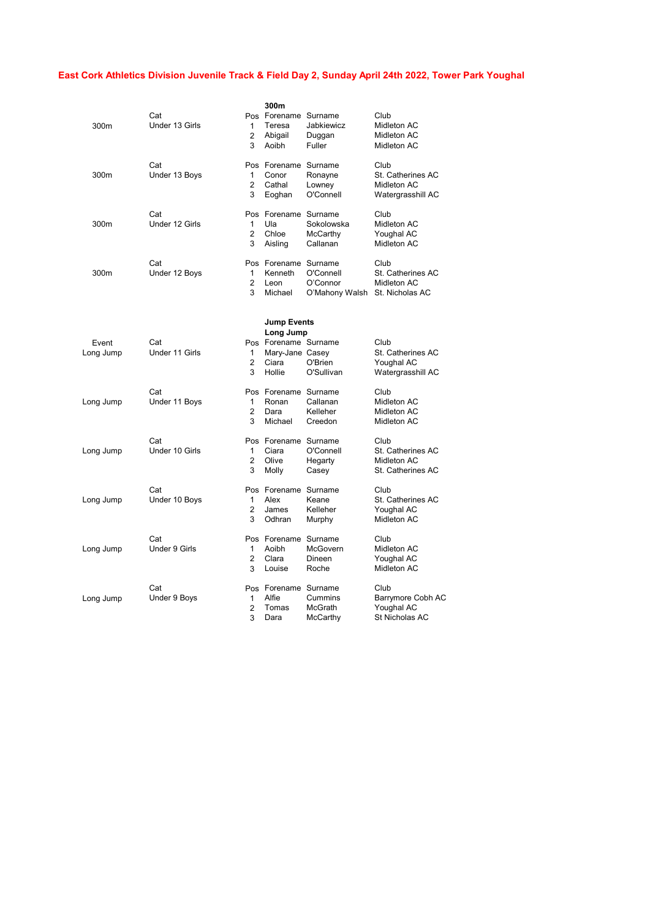# East Cork Athletics Division Juvenile Track & Field Day 2, Sunday April 24th 2022, Tower Park Youghal

## 300m

| | Cat | Pos | Forename | Surname | Club |
|---|---|---|---|---|---|
| 300m | Under 13 Girls | 1 | Teresa | Jabkiewicz | Midleton AC |
| | | 2 | Abigail | Duggan | Midleton AC |
| | | 3 | Aoibh | Fuller | Midleton AC |

| | Cat | Pos | Forename | Surname | Club |
|---|---|---|---|---|---|
| 300m | Under 13 Boys | 1 | Conor | Ronayne | St. Catherines AC |
| | | 2 | Cathal | Lowney | Midleton AC |
| | | 3 | Eoghan | O'Connell | Watergrasshill AC |

| | Cat | Pos | Forename | Surname | Club |
|---|---|---|---|---|---|
| 300m | Under 12 Girls | 1 | Ula | Sokolowska | Midleton AC |
| | | 2 | Chloe | McCarthy | Youghal AC |
| | | 3 | Aisling | Callanan | Midleton AC |

| | Cat | Pos | Forename | Surname | Club |
|---|---|---|---|---|---|
| 300m | Under 12 Boys | 1 | Kenneth | O'Connell | St. Catherines AC |
| | | 2 | Leon | O'Connor | Midleton AC |
| | | 3 | Michael | O'Mahony Walsh | St. Nicholas AC |

## Jump Events

### Long Jump

| Event | Cat | Pos | Forename | Surname | Club |
|---|---|---|---|---|---|
| Long Jump | Under 11 Girls | 1 | Mary-Jane | Casey | St. Catherines AC |
| | | 2 | Ciara | O'Brien | Youghal AC |
| | | 3 | Hollie | O'Sullivan | Watergrasshill AC |

| | Cat | Pos | Forename | Surname | Club |
|---|---|---|---|---|---|
| Long Jump | Under 11 Boys | 1 | Ronan | Callanan | Midleton AC |
| | | 2 | Dara | Kelleher | Midleton AC |
| | | 3 | Michael | Creedon | Midleton AC |

| | Cat | Pos | Forename | Surname | Club |
|---|---|---|---|---|---|
| Long Jump | Under 10 Girls | 1 | Ciara | O'Connell | St. Catherines AC |
| | | 2 | Olive | Hegarty | Midleton AC |
| | | 3 | Molly | Casey | St. Catherines AC |

| | Cat | Pos | Forename | Surname | Club |
|---|---|---|---|---|---|
| Long Jump | Under 10 Boys | 1 | Alex | Keane | St. Catherines AC |
| | | 2 | James | Kelleher | Youghal AC |
| | | 3 | Odhran | Murphy | Midleton AC |

| | Cat | Pos | Forename | Surname | Club |
|---|---|---|---|---|---|
| Long Jump | Under 9 Girls | 1 | Aoibh | McGovern | Midleton AC |
| | | 2 | Clara | Dineen | Youghal AC |
| | | 3 | Louise | Roche | Midleton AC |

| | Cat | Pos | Forename | Surname | Club |
|---|---|---|---|---|---|
| Long Jump | Under 9 Boys | 1 | Alfie | Cummins | Barrymore Cobh AC |
| | | 2 | Tomas | McGrath | Youghal AC |
| | | 3 | Dara | McCarthy | St Nicholas AC |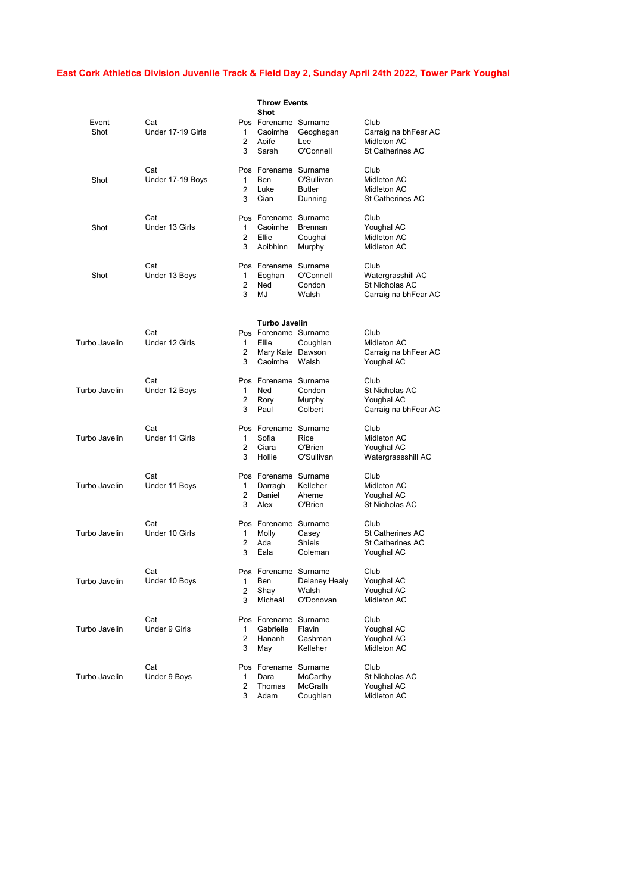# East Cork Athletics Division Juvenile Track & Field Day 2, Sunday April 24th 2022, Tower Park Youghal

## Throw Events

### Shot

| Event | Cat | Pos | Forename | Surname | Club |
|---|---|---|---|---|---|
| Shot | Under 17-19 Girls | 1 | Caoimhe | Geoghegan | Carraig na bhFear AC |
| | | 2 | Aoife | Lee | Midleton AC |
| | | 3 | Sarah | O'Connell | St Catherines AC |

| | Cat | Pos | Forename | Surname | Club |
|---|---|---|---|---|---|
| Shot | Under 17-19 Boys | 1 | Ben | O'Sullivan | Midleton AC |
| | | 2 | Luke | Butler | Midleton AC |
| | | 3 | Cian | Dunning | St Catherines AC |

| | Cat | Pos | Forename | Surname | Club |
|---|---|---|---|---|---|
| Shot | Under 13 Girls | 1 | Caoimhe | Brennan | Youghal AC |
| | | 2 | Ellie | Coughal | Midleton AC |
| | | 3 | Aoibhinn | Murphy | Midleton AC |

| | Cat | Pos | Forename | Surname | Club |
|---|---|---|---|---|---|
| Shot | Under 13 Boys | 1 | Eoghan | O'Connell | Watergrasshill AC |
| | | 2 | Ned | Condon | St Nicholas AC |
| | | 3 | MJ | Walsh | Carraig na bhFear AC |

### Turbo Javelin

| | Cat | Pos | Forename | Surname | Club |
|---|---|---|---|---|---|
| Turbo Javelin | Under 12 Girls | 1 | Ellie | Coughlan | Midleton AC |
| | | 2 | Mary Kate | Dawson | Carraig na bhFear AC |
| | | 3 | Caoimhe | Walsh | Youghal AC |

| | Cat | Pos | Forename | Surname | Club |
|---|---|---|---|---|---|
| Turbo Javelin | Under 12 Boys | 1 | Ned | Condon | St Nicholas AC |
| | | 2 | Rory | Murphy | Youghal AC |
| | | 3 | Paul | Colbert | Carraig na bhFear AC |

| | Cat | Pos | Forename | Surname | Club |
|---|---|---|---|---|---|
| Turbo Javelin | Under 11 Girls | 1 | Sofia | Rice | Midleton AC |
| | | 2 | Ciara | O'Brien | Youghal AC |
| | | 3 | Hollie | O'Sullivan | Watergraasshill AC |

| | Cat | Pos | Forename | Surname | Club |
|---|---|---|---|---|---|
| Turbo Javelin | Under 11 Boys | 1 | Darragh | Kelleher | Midleton AC |
| | | 2 | Daniel | Aherne | Youghal AC |
| | | 3 | Alex | O'Brien | St Nicholas AC |

| | Cat | Pos | Forename | Surname | Club |
|---|---|---|---|---|---|
| Turbo Javelin | Under 10 Girls | 1 | Molly | Casey | St Catherines AC |
| | | 2 | Ada | Shiels | St Catherines AC |
| | | 3 | Éala | Coleman | Youghal AC |

| | Cat | Pos | Forename | Surname | Club |
|---|---|---|---|---|---|
| Turbo Javelin | Under 10 Boys | 1 | Ben | Delaney Healy | Youghal AC |
| | | 2 | Shay | Walsh | Youghal AC |
| | | 3 | Micheál | O'Donovan | Midleton AC |

| | Cat | Pos | Forename | Surname | Club |
|---|---|---|---|---|---|
| Turbo Javelin | Under 9 Girls | 1 | Gabrielle | Flavin | Youghal AC |
| | | 2 | Hananh | Cashman | Youghal AC |
| | | 3 | May | Kelleher | Midleton AC |

| | Cat | Pos | Forename | Surname | Club |
|---|---|---|---|---|---|
| Turbo Javelin | Under 9 Boys | 1 | Dara | McCarthy | St Nicholas AC |
| | | 2 | Thomas | McGrath | Youghal AC |
| | | 3 | Adam | Coughlan | Midleton AC |